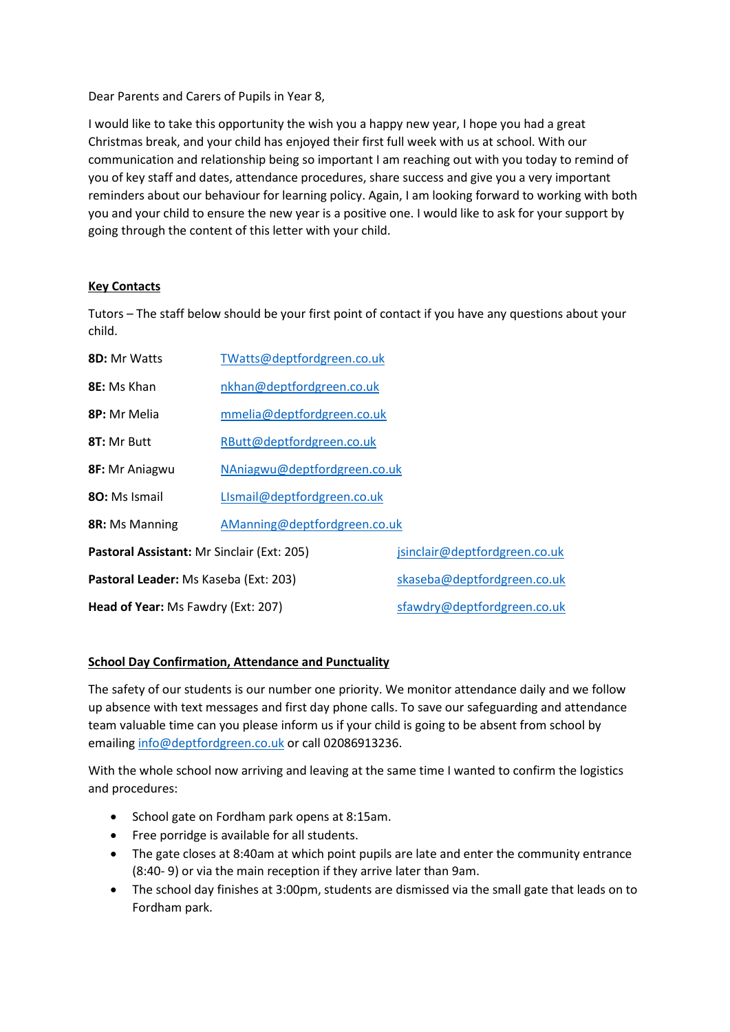Dear Parents and Carers of Pupils in Year 8,

I would like to take this opportunity the wish you a happy new year, I hope you had a great Christmas break, and your child has enjoyed their first full week with us at school. With our communication and relationship being so important I am reaching out with you today to remind of you of key staff and dates, attendance procedures, share success and give you a very important reminders about our behaviour for learning policy. Again, I am looking forward to working with both you and your child to ensure the new year is a positive one. I would like to ask for your support by going through the content of this letter with your child.

**Key Contacts**

Tutors – The staff below should be your first point of contact if you have any questions about your child.

**8D:** Mr Watts TWatts@deptfordgreen.co.uk

**8E:** Ms Khan nkhan@deptfordgreen.co.uk

**8P:** Mr Melia mmelia@deptfordgreen.co.uk

**8T:** Mr Butt RButt@deptfordgreen.co.uk

**8F:** Mr Aniagwu NAniagwu@deptfordgreen.co.uk

**8O:** Ms Ismail LIsmail@deptfordgreen.co.uk

**8R:** Ms Manning AManning@deptfordgreen.co.uk

**Pastoral Assistant:** Mr Sinclair (Ext: 205) jsinclair@deptfordgreen.co.uk

**Pastoral Leader:** Ms Kaseba (Ext: 203) skaseba@deptfordgreen.co.uk

**Head of Year:** Ms Fawdry (Ext: 207) sfawdry@deptfordgreen.co.uk

**School Day Confirmation, Attendance and Punctuality**

The safety of our students is our number one priority. We monitor attendance daily and we follow up absence with text messages and first day phone calls. To save our safeguarding and attendance team valuable time can you please inform us if your child is going to be absent from school by emailing info@deptfordgreen.co.uk or call 02086913236.

With the whole school now arriving and leaving at the same time I wanted to confirm the logistics and procedures:

- School gate on Fordham park opens at 8:15am.
- Free porridge is available for all students.
- The gate closes at 8:40am at which point pupils are late and enter the community entrance (8:40- 9) or via the main reception if they arrive later than 9am.
- The school day finishes at 3:00pm, students are dismissed via the small gate that leads on to Fordham park.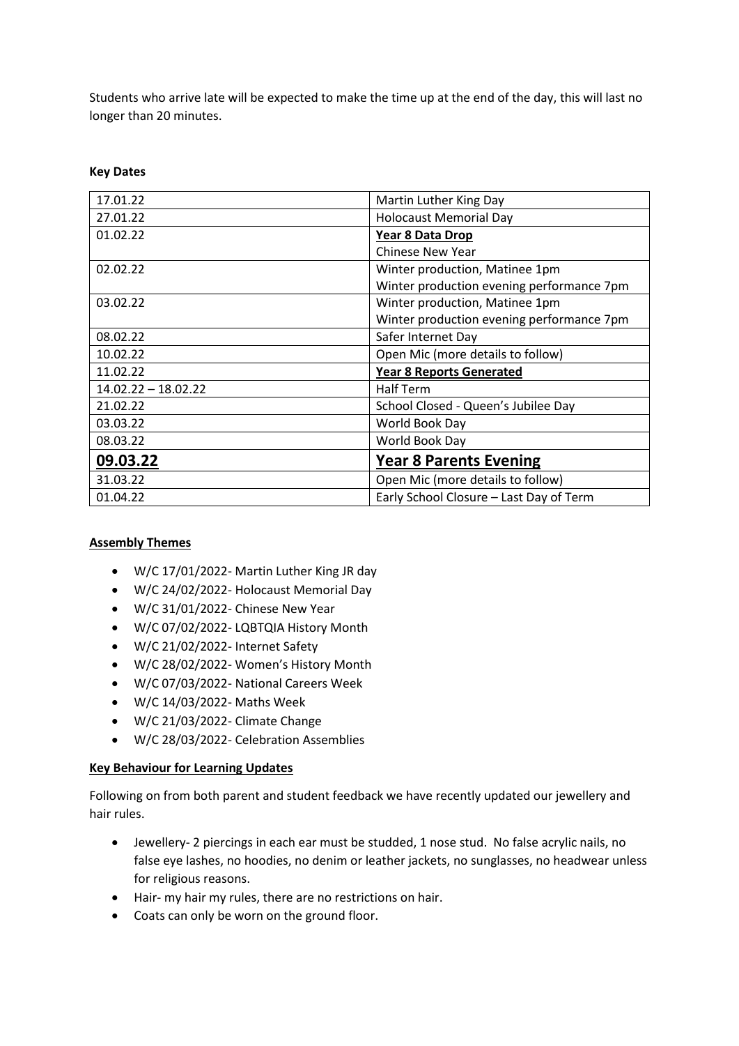Students who arrive late will be expected to make the time up at the end of the day, this will last no longer than 20 minutes.

**Key Dates**

| | |
|---|---|
| 17.01.22 | Martin Luther King Day |
| 27.01.22 | Holocaust Memorial Day |
| 01.02.22 | **Year 8 Data Drop**<br>Chinese New Year |
| 02.02.22 | Winter production, Matinee 1pm<br>Winter production evening performance 7pm |
| 03.02.22 | Winter production, Matinee 1pm<br>Winter production evening performance 7pm |
| 08.02.22 | Safer Internet Day |
| 10.02.22 | Open Mic (more details to follow) |
| 11.02.22 | **Year 8 Reports Generated** |
| 14.02.22 – 18.02.22 | Half Term |
| 21.02.22 | School Closed - Queen's Jubilee Day |
| 03.03.22 | World Book Day |
| 08.03.22 | World Book Day |
| **09.03.22** | **Year 8 Parents Evening** |
| 31.03.22 | Open Mic (more details to follow) |
| 01.04.22 | Early School Closure – Last Day of Term |

**Assembly Themes**

- W/C 17/01/2022- Martin Luther King JR day
- W/C 24/02/2022- Holocaust Memorial Day
- W/C 31/01/2022- Chinese New Year
- W/C 07/02/2022- LQBTQIA History Month
- W/C 21/02/2022- Internet Safety
- W/C 28/02/2022- Women's History Month
- W/C 07/03/2022- National Careers Week
- W/C 14/03/2022- Maths Week
- W/C 21/03/2022- Climate Change
- W/C 28/03/2022- Celebration Assemblies

**Key Behaviour for Learning Updates**

Following on from both parent and student feedback we have recently updated our jewellery and hair rules.

- Jewellery- 2 piercings in each ear must be studded, 1 nose stud. No false acrylic nails, no false eye lashes, no hoodies, no denim or leather jackets, no sunglasses, no headwear unless for religious reasons.
- Hair- my hair my rules, there are no restrictions on hair.
- Coats can only be worn on the ground floor.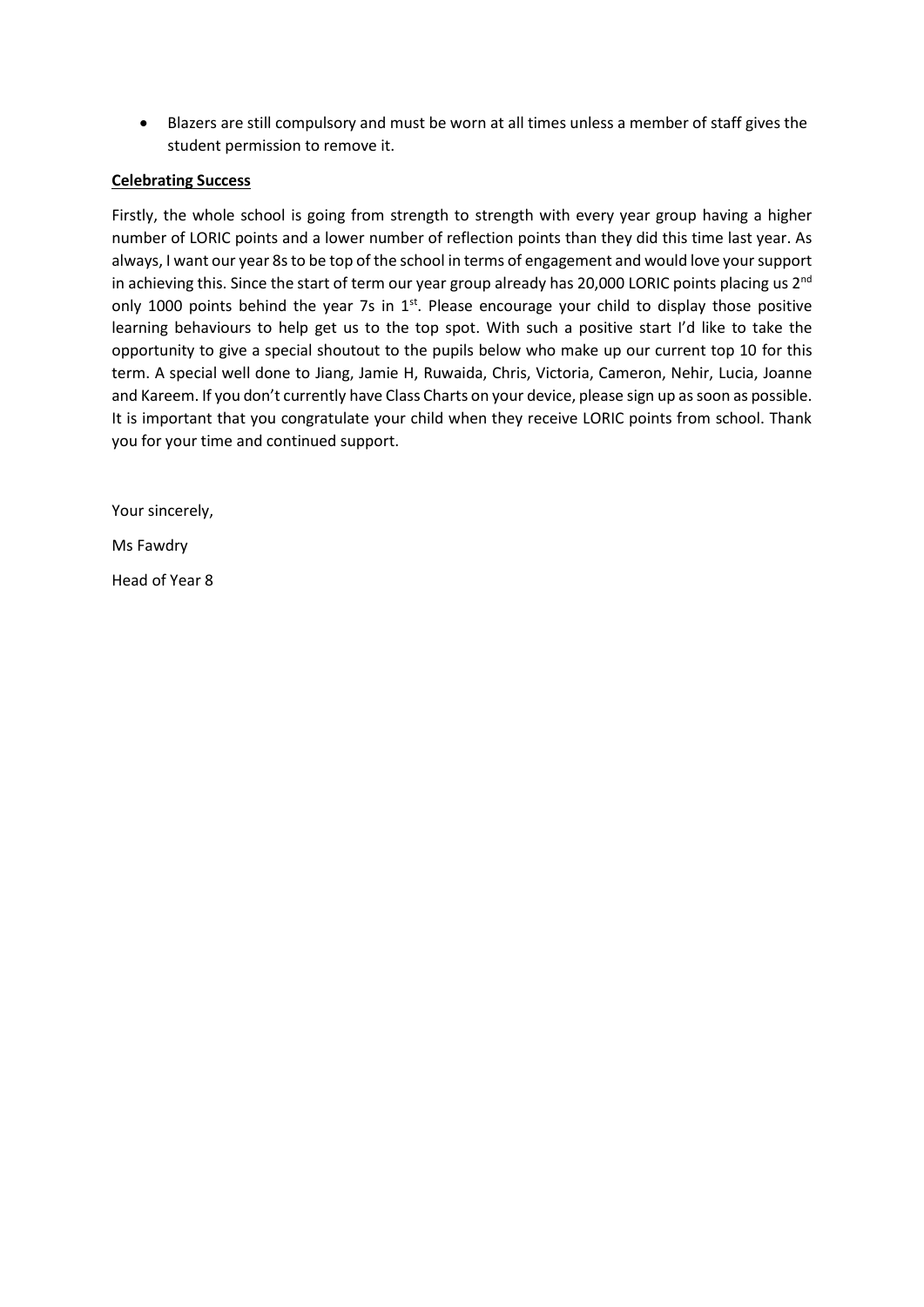- Blazers are still compulsory and must be worn at all times unless a member of staff gives the student permission to remove it.

**Celebrating Success**

Firstly, the whole school is going from strength to strength with every year group having a higher number of LORIC points and a lower number of reflection points than they did this time last year. As always, I want our year 8s to be top of the school in terms of engagement and would love your support in achieving this. Since the start of term our year group already has 20,000 LORIC points placing us 2nd only 1000 points behind the year 7s in 1st. Please encourage your child to display those positive learning behaviours to help get us to the top spot. With such a positive start I'd like to take the opportunity to give a special shoutout to the pupils below who make up our current top 10 for this term. A special well done to Jiang, Jamie H, Ruwaida, Chris, Victoria, Cameron, Nehir, Lucia, Joanne and Kareem. If you don't currently have Class Charts on your device, please sign up as soon as possible. It is important that you congratulate your child when they receive LORIC points from school. Thank you for your time and continued support.

Your sincerely,

Ms Fawdry

Head of Year 8